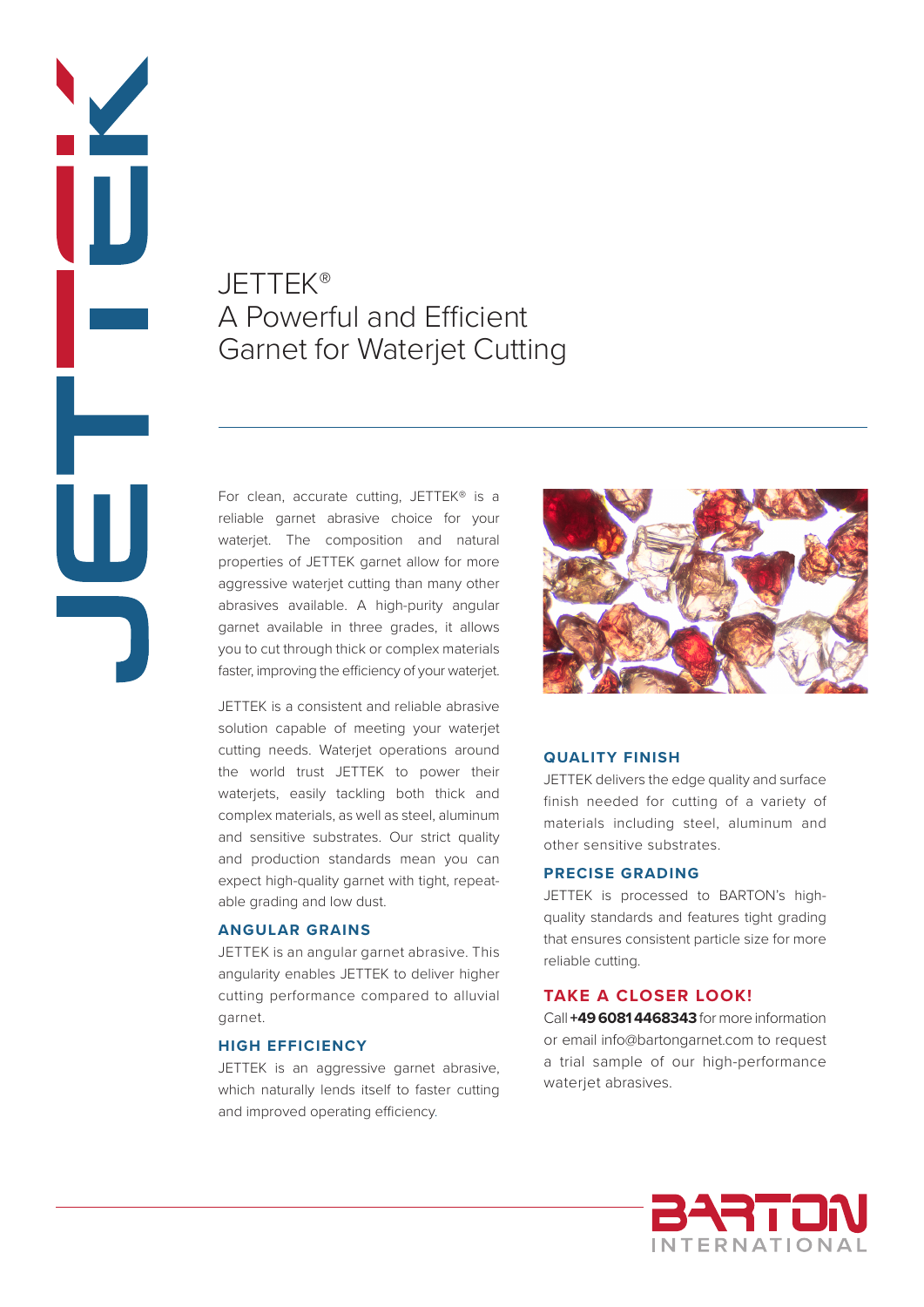# JETTEK®
# A Powerful and Efficient Garnet for Waterjet Cutting

For clean, accurate cutting, JETTEK® is a reliable garnet abrasive choice for your waterjet. The composition and natural properties of JETTEK garnet allow for more aggressive waterjet cutting than many other abrasives available. A high-purity angular garnet available in three grades, it allows you to cut through thick or complex materials faster, improving the efficiency of your waterjet.

JETTEK is a consistent and reliable abrasive solution capable of meeting your waterjet cutting needs. Waterjet operations around the world trust JETTEK to power their waterjets, easily tackling both thick and complex materials, as well as steel, aluminum and sensitive substrates. Our strict quality and production standards mean you can expect high-quality garnet with tight, repeatable grading and low dust.

### ANGULAR GRAINS

JETTEK is an angular garnet abrasive. This angularity enables JETTEK to deliver higher cutting performance compared to alluvial garnet.

### HIGH EFFICIENCY

JETTEK is an aggressive garnet abrasive, which naturally lends itself to faster cutting and improved operating efficiency.

### QUALITY FINISH

JETTEK delivers the edge quality and surface finish needed for cutting of a variety of materials including steel, aluminum and other sensitive substrates.

### PRECISE GRADING

JETTEK is processed to BARTON's high-quality standards and features tight grading that ensures consistent particle size for more reliable cutting.

### TAKE A CLOSER LOOK!

Call **+49 6081 4468343** for more information or email info@bartongarnet.com to request a trial sample of our high-performance waterjet abrasives.

BARTON INTERNATIONAL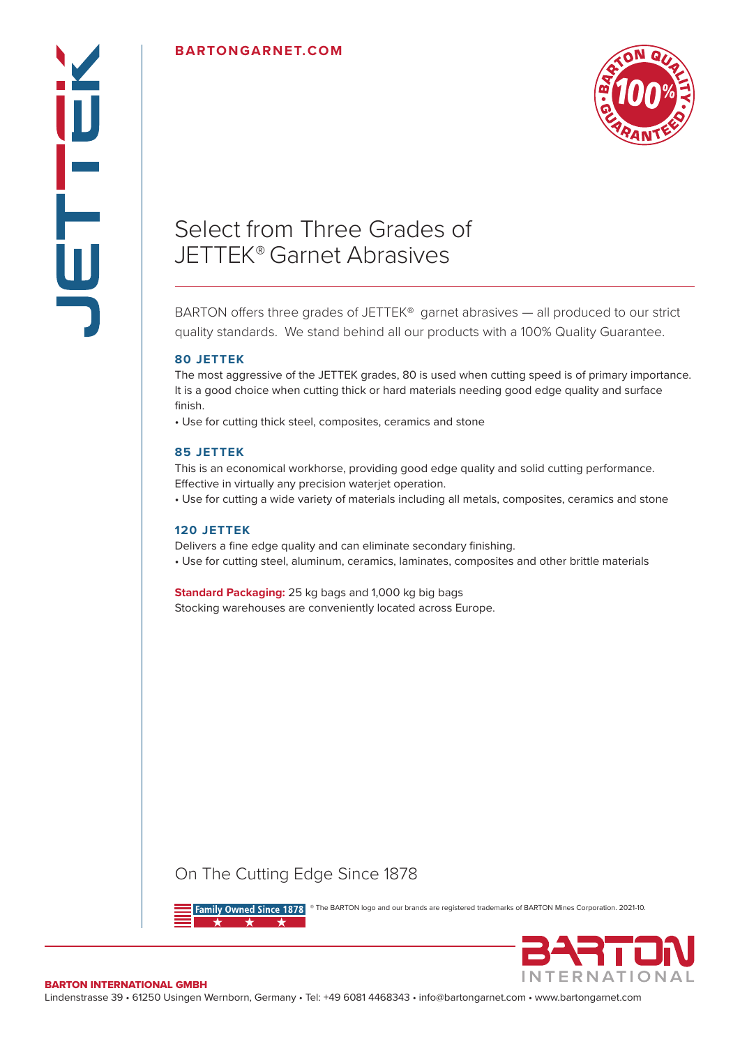BARTONGARNET.COM

# Select from Three Grades of JETTEK® Garnet Abrasives

BARTON offers three grades of JETTEK® garnet abrasives — all produced to our strict quality standards. We stand behind all our products with a 100% Quality Guarantee.

### 80 JETTEK

The most aggressive of the JETTEK grades, 80 is used when cutting speed is of primary importance. It is a good choice when cutting thick or hard materials needing good edge quality and surface finish.

- Use for cutting thick steel, composites, ceramics and stone

### 85 JETTEK

This is an economical workhorse, providing good edge quality and solid cutting performance. Effective in virtually any precision waterjet operation.

- Use for cutting a wide variety of materials including all metals, composites, ceramics and stone

### 120 JETTEK

Delivers a fine edge quality and can eliminate secondary finishing.

- Use for cutting steel, aluminum, ceramics, laminates, composites and other brittle materials

**Standard Packaging:** 25 kg bags and 1,000 kg big bags
Stocking warehouses are conveniently located across Europe.

On The Cutting Edge Since 1878

Family Owned Since 1878

® The BARTON logo and our brands are registered trademarks of BARTON Mines Corporation. 2021-10.

**BARTON INTERNATIONAL GMBH**
Lindenstrasse 39 • 61250 Usingen Wernborn, Germany • Tel: +49 6081 4468343 • info@bartongarnet.com • www.bartongarnet.com